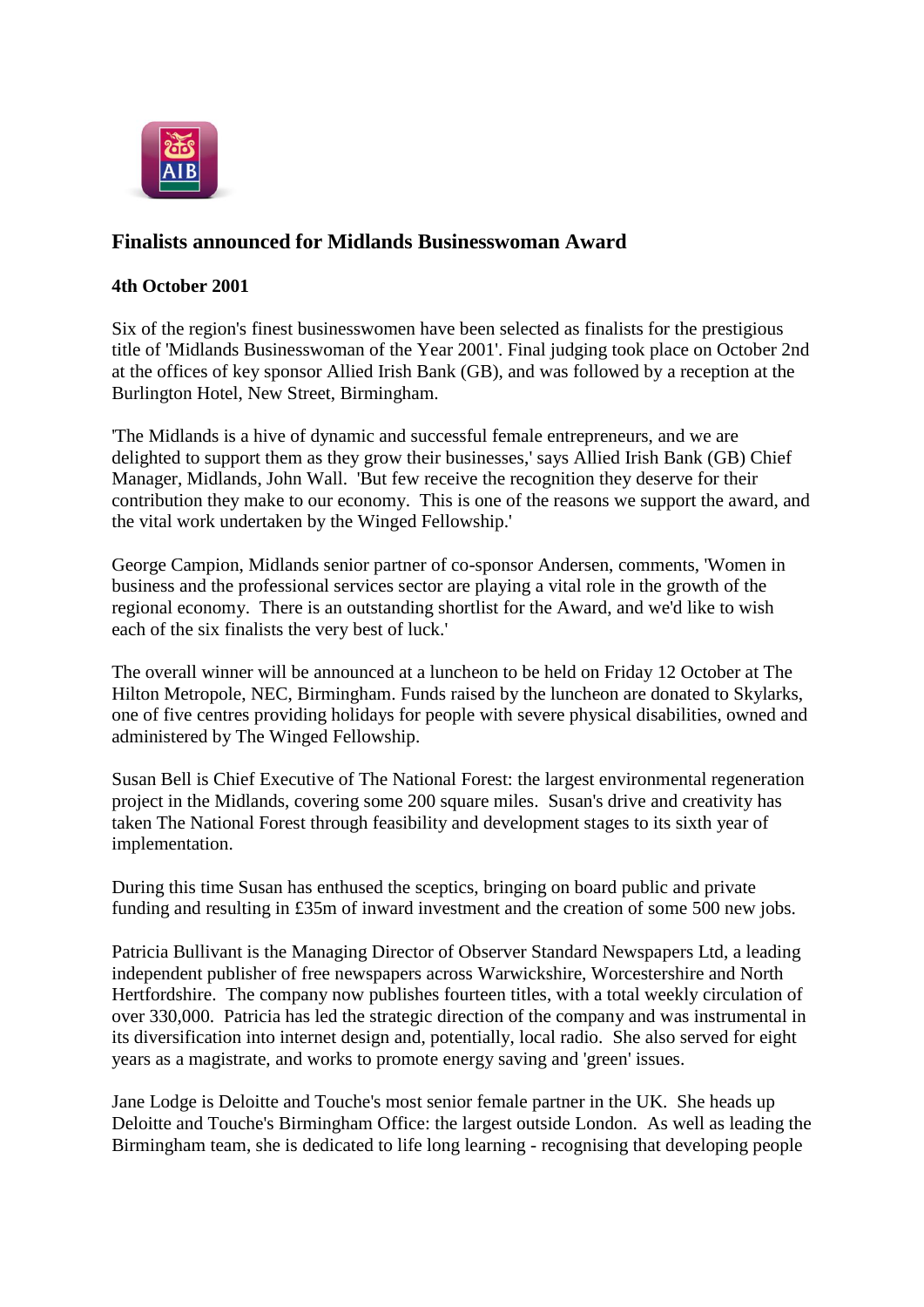## Finalists announced for Midlands Businesswoman Award

**4th October 2001**

Six of the region's finest businesswomen have been selected as finalists for the prestigious title of 'Midlands Businesswoman of the Year 2001'. Final judging took place on October 2nd at the offices of key sponsor Allied Irish Bank (GB), and was followed by a reception at the Burlington Hotel, New Street, Birmingham.

'The Midlands is a hive of dynamic and successful female entrepreneurs, and we are delighted to support them as they grow their businesses,' says Allied Irish Bank (GB) Chief Manager, Midlands, John Wall. 'But few receive the recognition they deserve for their contribution they make to our economy. This is one of the reasons we support the award, and the vital work undertaken by the Winged Fellowship.'

George Campion, Midlands senior partner of co-sponsor Andersen, comments, 'Women in business and the professional services sector are playing a vital role in the growth of the regional economy. There is an outstanding shortlist for the Award, and we'd like to wish each of the six finalists the very best of luck.'

The overall winner will be announced at a luncheon to be held on Friday 12 October at The Hilton Metropole, NEC, Birmingham. Funds raised by the luncheon are donated to Skylarks, one of five centres providing holidays for people with severe physical disabilities, owned and administered by The Winged Fellowship.

Susan Bell is Chief Executive of The National Forest: the largest environmental regeneration project in the Midlands, covering some 200 square miles. Susan's drive and creativity has taken The National Forest through feasibility and development stages to its sixth year of implementation.

During this time Susan has enthused the sceptics, bringing on board public and private funding and resulting in £35m of inward investment and the creation of some 500 new jobs.

Patricia Bullivant is the Managing Director of Observer Standard Newspapers Ltd, a leading independent publisher of free newspapers across Warwickshire, Worcestershire and North Hertfordshire. The company now publishes fourteen titles, with a total weekly circulation of over 330,000. Patricia has led the strategic direction of the company and was instrumental in its diversification into internet design and, potentially, local radio. She also served for eight years as a magistrate, and works to promote energy saving and 'green' issues.

Jane Lodge is Deloitte and Touche's most senior female partner in the UK. She heads up Deloitte and Touche's Birmingham Office: the largest outside London. As well as leading the Birmingham team, she is dedicated to life long learning - recognising that developing people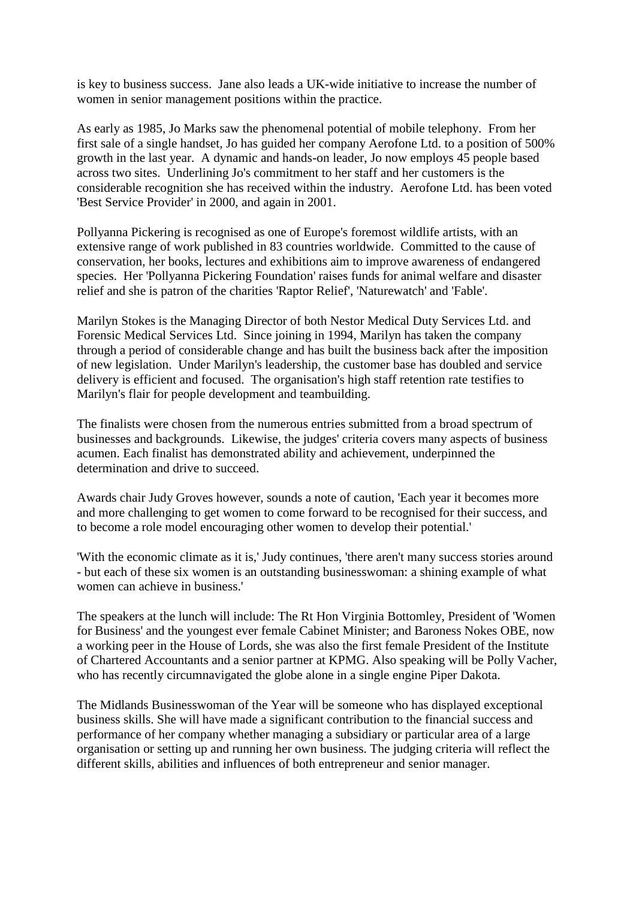is key to business success. Jane also leads a UK-wide initiative to increase the number of women in senior management positions within the practice.

As early as 1985, Jo Marks saw the phenomenal potential of mobile telephony. From her first sale of a single handset, Jo has guided her company Aerofone Ltd. to a position of 500% growth in the last year. A dynamic and hands-on leader, Jo now employs 45 people based across two sites. Underlining Jo's commitment to her staff and her customers is the considerable recognition she has received within the industry. Aerofone Ltd. has been voted 'Best Service Provider' in 2000, and again in 2001.

Pollyanna Pickering is recognised as one of Europe's foremost wildlife artists, with an extensive range of work published in 83 countries worldwide. Committed to the cause of conservation, her books, lectures and exhibitions aim to improve awareness of endangered species. Her 'Pollyanna Pickering Foundation' raises funds for animal welfare and disaster relief and she is patron of the charities 'Raptor Relief', 'Naturewatch' and 'Fable'.

Marilyn Stokes is the Managing Director of both Nestor Medical Duty Services Ltd. and Forensic Medical Services Ltd. Since joining in 1994, Marilyn has taken the company through a period of considerable change and has built the business back after the imposition of new legislation. Under Marilyn's leadership, the customer base has doubled and service delivery is efficient and focused. The organisation's high staff retention rate testifies to Marilyn's flair for people development and teambuilding.

The finalists were chosen from the numerous entries submitted from a broad spectrum of businesses and backgrounds. Likewise, the judges' criteria covers many aspects of business acumen. Each finalist has demonstrated ability and achievement, underpinned the determination and drive to succeed.

Awards chair Judy Groves however, sounds a note of caution, 'Each year it becomes more and more challenging to get women to come forward to be recognised for their success, and to become a role model encouraging other women to develop their potential.'

'With the economic climate as it is,' Judy continues, 'there aren't many success stories around - but each of these six women is an outstanding businesswoman: a shining example of what women can achieve in business.'

The speakers at the lunch will include: The Rt Hon Virginia Bottomley, President of 'Women for Business' and the youngest ever female Cabinet Minister; and Baroness Nokes OBE, now a working peer in the House of Lords, she was also the first female President of the Institute of Chartered Accountants and a senior partner at KPMG. Also speaking will be Polly Vacher, who has recently circumnavigated the globe alone in a single engine Piper Dakota.

The Midlands Businesswoman of the Year will be someone who has displayed exceptional business skills. She will have made a significant contribution to the financial success and performance of her company whether managing a subsidiary or particular area of a large organisation or setting up and running her own business. The judging criteria will reflect the different skills, abilities and influences of both entrepreneur and senior manager.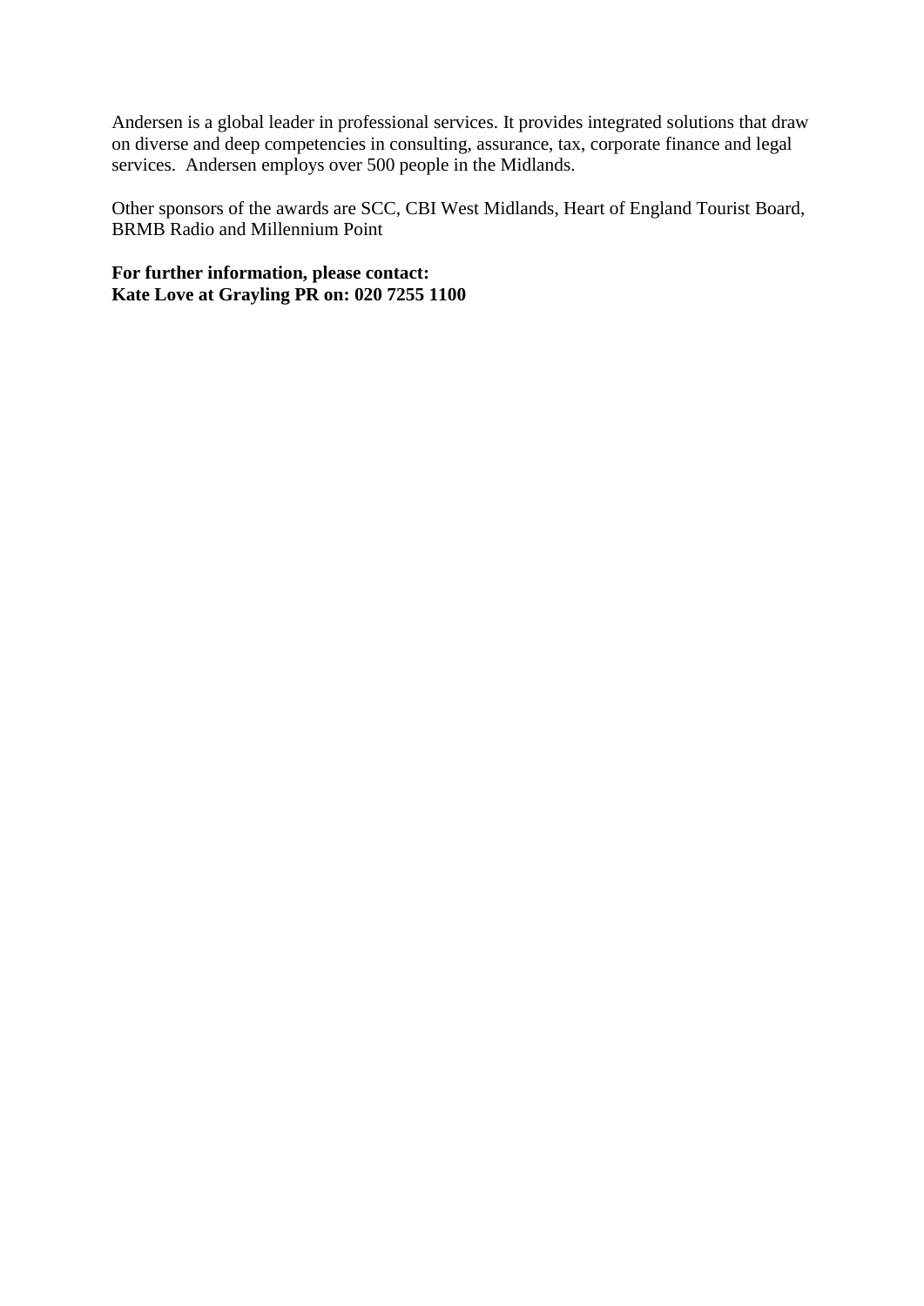Andersen is a global leader in professional services. It provides integrated solutions that draw on diverse and deep competencies in consulting, assurance, tax, corporate finance and legal services.  Andersen employs over 500 people in the Midlands.

Other sponsors of the awards are SCC, CBI West Midlands, Heart of England Tourist Board, BRMB Radio and Millennium Point

**For further information, please contact:**
**Kate Love at Grayling PR on: 020 7255 1100**